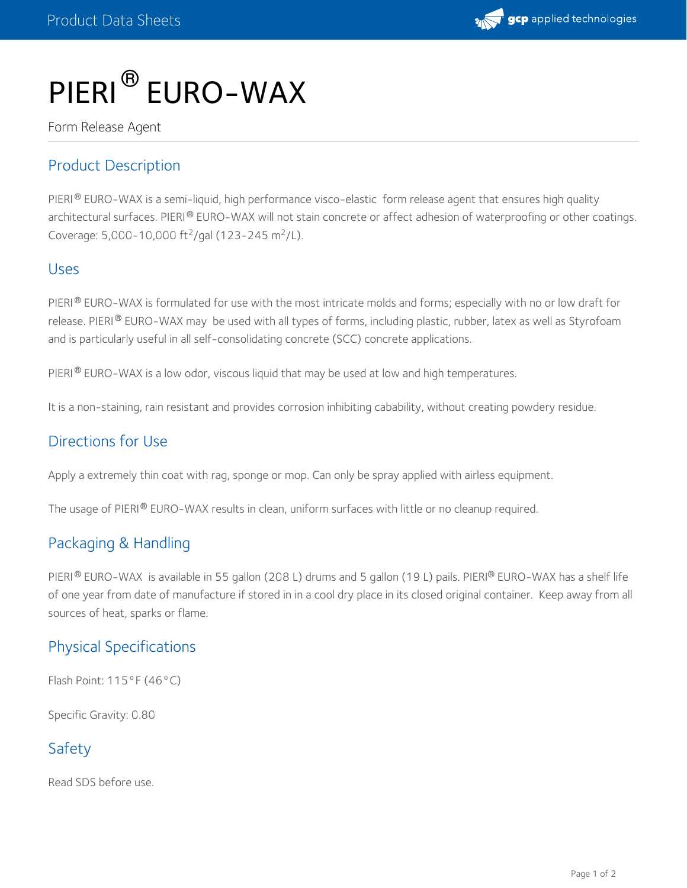# PIERI® EURO-WAX

Form Release Agent

## Product Description

PIERI® EURO-WAX is a semi-liquid, high performance visco-elastic form release agent that ensures high quality architectural surfaces. PIERI® EURO-WAX will not stain concrete or affect adhesion of waterproofing or other coatings. Coverage: 5,000-10,000 $ft^2$/gal (123-245 $m^2$/L).

## Uses

PIERI® EURO-WAX is formulated for use with the most intricate molds and forms; especially with no or low draft for release. PIERI® EURO-WAX may be used with all types of forms, including plastic, rubber, latex as well as Styrofoam and is particularly useful in all self-consolidating concrete (SCC) concrete applications.

PIERI® EURO-WAX is a low odor, viscous liquid that may be used at low and high temperatures.

It is a non-staining, rain resistant and provides corrosion inhibiting cabability, without creating powdery residue.

## Directions for Use

Apply a extremely thin coat with rag, sponge or mop. Can only be spray applied with airless equipment.

The usage of PIERI® EURO-WAX results in clean, uniform surfaces with little or no cleanup required.

## Packaging & Handling

PIERI® EURO-WAX is available in 55 gallon (208 L) drums and 5 gallon (19 L) pails. PIERI® EURO-WAX has a shelf life of one year from date of manufacture if stored in in a cool dry place in its closed original container. Keep away from all sources of heat, sparks or flame.

## Physical Specifications

Flash Point: 115°F (46°C)

Specific Gravity: 0.80

## Safety

Read SDS before use.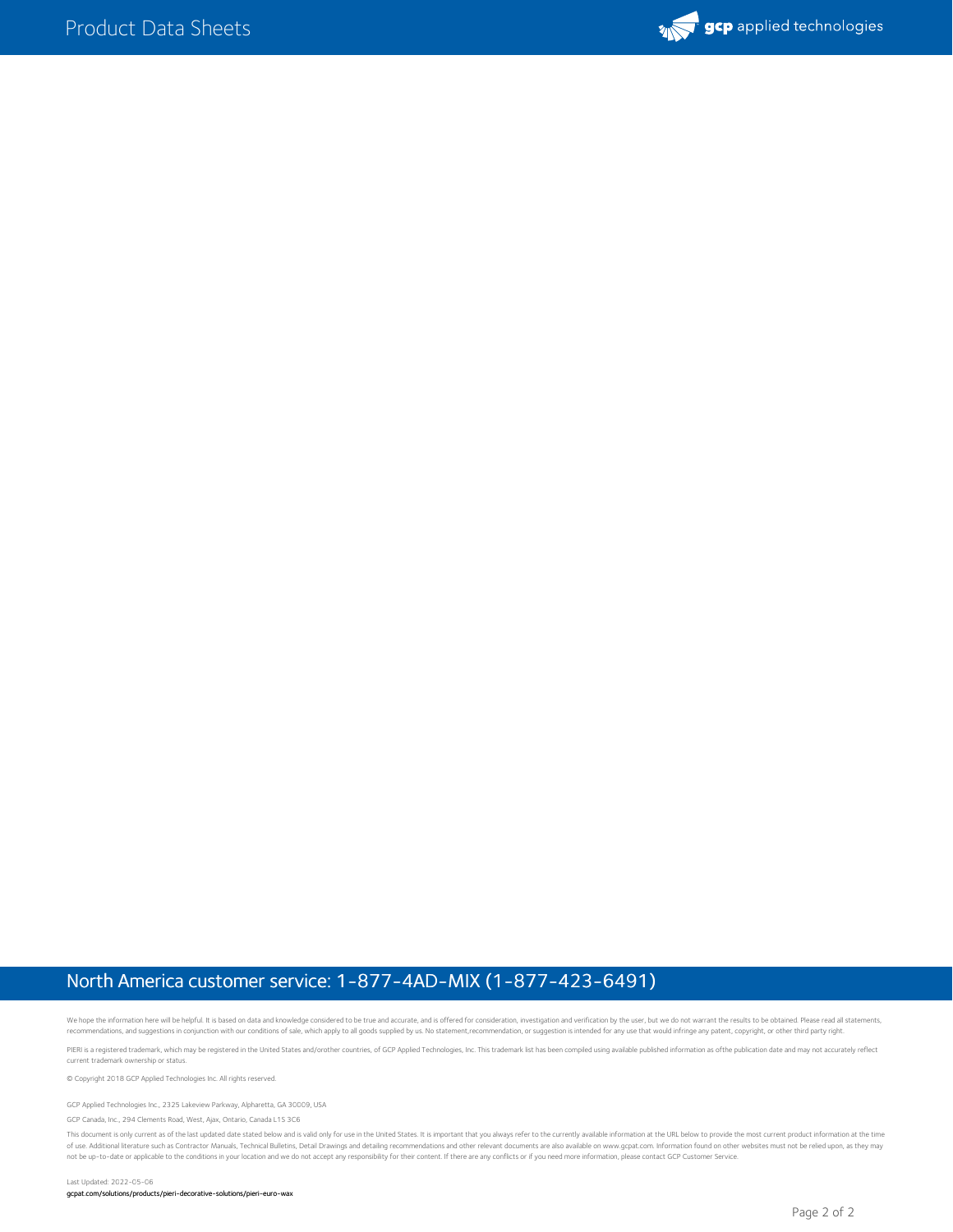## North America customer service: 1-877-4AD-MIX (1-877-423-6491)

We hope the information here will be helpful. It is based on data and knowledge considered to be true and accurate, and is offered for consideration, investigation and verification by the user, but we do not warrant the results to be obtained. Please read all statements, recommendations, and suggestions in conjunction with our conditions of sale, which apply to all goods supplied by us. No statement,recommendation, or suggestion is intended for any use that would infringe any patent, copyright, or other third party right.

PIERI is a registered trademark, which may be registered in the United States and/orother countries, of GCP Applied Technologies, Inc. This trademark list has been compiled using available published information as ofthe publication date and may not accurately reflect current trademark ownership or status.

© Copyright 2018 GCP Applied Technologies Inc. All rights reserved.

GCP Applied Technologies Inc., 2325 Lakeview Parkway, Alpharetta, GA 30009, USA

GCP Canada, Inc., 294 Clements Road, West, Ajax, Ontario, Canada L1S 3C6

This document is only current as of the last updated date stated below and is valid only for use in the United States. It is important that you always refer to the currently available information at the URL below to provide the most current product information at the time of use. Additional literature such as Contractor Manuals, Technical Bulletins, Detail Drawings and detailing recommendations and other relevant documents are also available on www.gcpat.com. Information found on other websites must not be relied upon, as they may not be up-to-date or applicable to the conditions in your location and we do not accept any responsibility for their content. If there are any conflicts or if you need more information, please contact GCP Customer Service.

Last Updated: 2022-05-06

gcpat.com/solutions/products/pieri-decorative-solutions/pieri-euro-wax